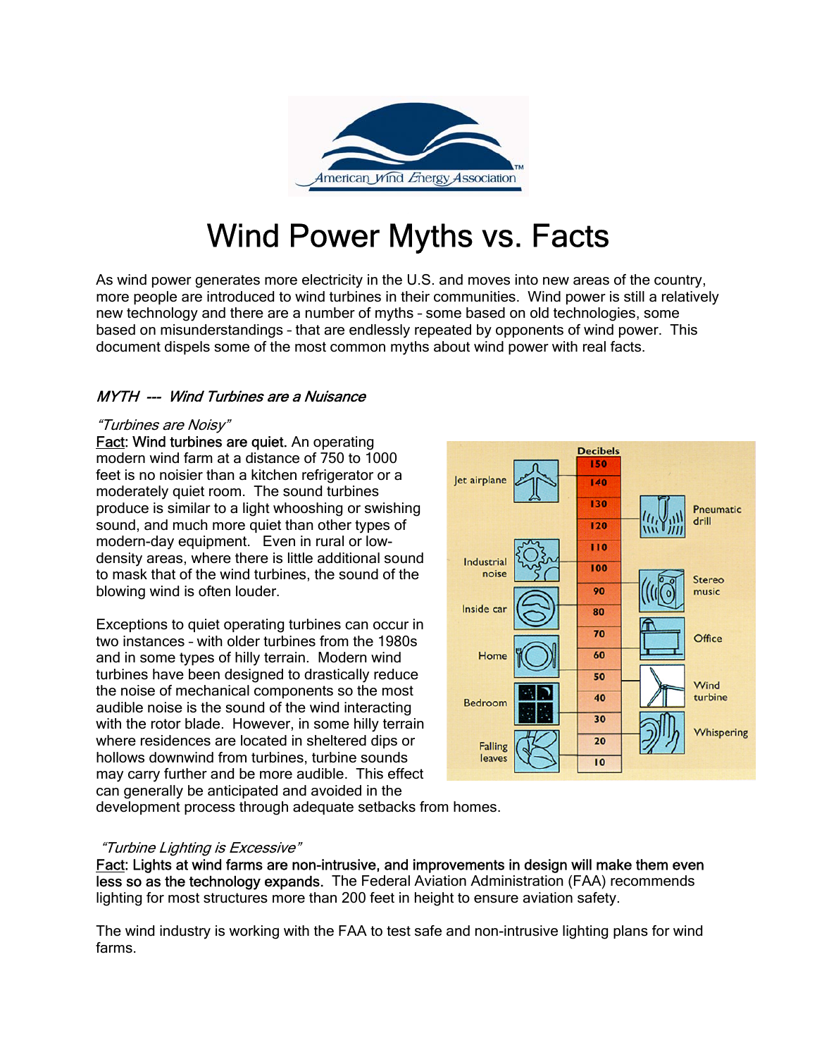# Wind Power Myths vs. Facts

As wind power generates more electricity in the U.S. and moves into new areas of the country, more people are introduced to wind turbines in their communities. Wind power is still a relatively new technology and there are a number of myths – some based on old technologies, some based on misunderstandings – that are endlessly repeated by opponents of wind power. This document dispels some of the most common myths about wind power with real facts.

### *MYTH --- Wind Turbines are a Nuisance*

*"Turbines are Noisy"*

Fact: **Wind turbines are quiet.** An operating modern wind farm at a distance of 750 to 1000 feet is no noisier than a kitchen refrigerator or a moderately quiet room. The sound turbines produce is similar to a light whooshing or swishing sound, and much more quiet than other types of modern-day equipment. Even in rural or low-density areas, where there is little additional sound to mask that of the wind turbines, the sound of the blowing wind is often louder.

Exceptions to quiet operating turbines can occur in two instances – with older turbines from the 1980s and in some types of hilly terrain. Modern wind turbines have been designed to drastically reduce the noise of mechanical components so the most audible noise is the sound of the wind interacting with the rotor blade. However, in some hilly terrain where residences are located in sheltered dips or hollows downwind from turbines, turbine sounds may carry further and be more audible. This effect can generally be anticipated and avoided in the development process through adequate setbacks from homes.

*"Turbine Lighting is Excessive"*

Fact: **Lights at wind farms are non-intrusive, and improvements in design will make them even less so as the technology expands.** The Federal Aviation Administration (FAA) recommends lighting for most structures more than 200 feet in height to ensure aviation safety.

The wind industry is working with the FAA to test safe and non-intrusive lighting plans for wind farms.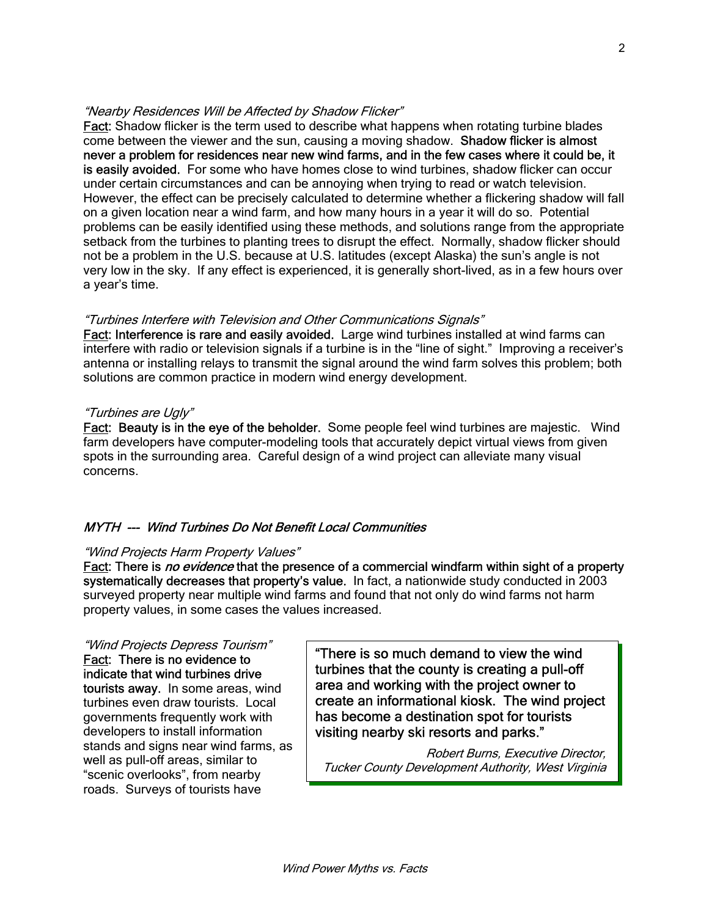*"Nearby Residences Will be Affected by Shadow Flicker"*

Fact: Shadow flicker is the term used to describe what happens when rotating turbine blades come between the viewer and the sun, causing a moving shadow. **Shadow flicker is almost never a problem for residences near new wind farms, and in the few cases where it could be, it is easily avoided.** For some who have homes close to wind turbines, shadow flicker can occur under certain circumstances and can be annoying when trying to read or watch television. However, the effect can be precisely calculated to determine whether a flickering shadow will fall on a given location near a wind farm, and how many hours in a year it will do so. Potential problems can be easily identified using these methods, and solutions range from the appropriate setback from the turbines to planting trees to disrupt the effect. Normally, shadow flicker should not be a problem in the U.S. because at U.S. latitudes (except Alaska) the sun's angle is not very low in the sky. If any effect is experienced, it is generally short-lived, as in a few hours over a year's time.

*"Turbines Interfere with Television and Other Communications Signals"*

Fact: **Interference is rare and easily avoided.** Large wind turbines installed at wind farms can interfere with radio or television signals if a turbine is in the "line of sight." Improving a receiver's antenna or installing relays to transmit the signal around the wind farm solves this problem; both solutions are common practice in modern wind energy development.

*"Turbines are Ugly"*

Fact: **Beauty is in the eye of the beholder.** Some people feel wind turbines are majestic. Wind farm developers have computer-modeling tools that accurately depict virtual views from given spots in the surrounding area. Careful design of a wind project can alleviate many visual concerns.

## *MYTH --- Wind Turbines Do Not Benefit Local Communities*

*"Wind Projects Harm Property Values"*

Fact: **There is *no evidence* that the presence of a commercial windfarm within sight of a property systematically decreases that property's value.** In fact, a nationwide study conducted in 2003 surveyed property near multiple wind farms and found that not only do wind farms not harm property values, in some cases the values increased.

*"Wind Projects Depress Tourism"*

Fact: **There is no evidence to indicate that wind turbines drive tourists away.** In some areas, wind turbines even draw tourists. Local governments frequently work with developers to install information stands and signs near wind farms, as well as pull-off areas, similar to "scenic overlooks", from nearby roads. Surveys of tourists have

> **"There is so much demand to view the wind turbines that the county is creating a pull-off area and working with the project owner to create an informational kiosk. The wind project has become a destination spot for tourists visiting nearby ski resorts and parks."**
>
> *Robert Burns, Executive Director, Tucker County Development Authority, West Virginia*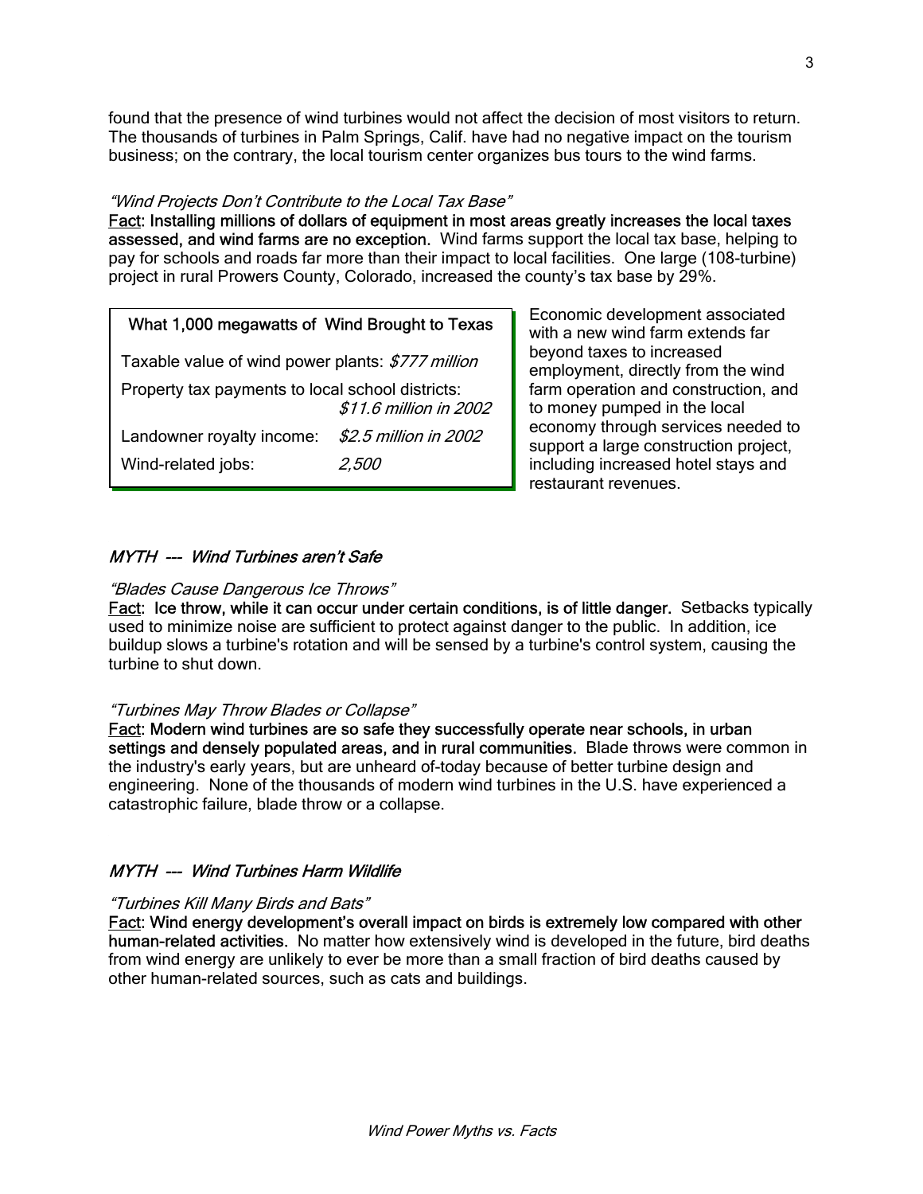found that the presence of wind turbines would not affect the decision of most visitors to return. The thousands of turbines in Palm Springs, Calif. have had no negative impact on the tourism business; on the contrary, the local tourism center organizes bus tours to the wind farms.

*"Wind Projects Don't Contribute to the Local Tax Base"*

Fact: **Installing millions of dollars of equipment in most areas greatly increases the local taxes assessed, and wind farms are no exception.** Wind farms support the local tax base, helping to pay for schools and roads far more than their impact to local facilities. One large (108-turbine) project in rural Prowers County, Colorado, increased the county's tax base by 29%.

| What 1,000 megawatts of Wind Brought to Texas | |
|---|---|
| Taxable value of wind power plants: | *$777 million* |
| Property tax payments to local school districts: | *$11.6 million in 2002* |
| Landowner royalty income: | *$2.5 million in 2002* |
| Wind-related jobs: | *2,500* |

Economic development associated with a new wind farm extends far beyond taxes to increased employment, directly from the wind farm operation and construction, and to money pumped in the local economy through services needed to support a large construction project, including increased hotel stays and restaurant revenues.

## *MYTH --- Wind Turbines aren't Safe*

*"Blades Cause Dangerous Ice Throws"*

Fact: **Ice throw, while it can occur under certain conditions, is of little danger.** Setbacks typically used to minimize noise are sufficient to protect against danger to the public. In addition, ice buildup slows a turbine's rotation and will be sensed by a turbine's control system, causing the turbine to shut down.

*"Turbines May Throw Blades or Collapse"*

Fact: **Modern wind turbines are so safe they successfully operate near schools, in urban settings and densely populated areas, and in rural communities.** Blade throws were common in the industry's early years, but are unheard of-today because of better turbine design and engineering. None of the thousands of modern wind turbines in the U.S. have experienced a catastrophic failure, blade throw or a collapse.

## *MYTH --- Wind Turbines Harm Wildlife*

*"Turbines Kill Many Birds and Bats"*

Fact: **Wind energy development's overall impact on birds is extremely low compared with other human-related activities.** No matter how extensively wind is developed in the future, bird deaths from wind energy are unlikely to ever be more than a small fraction of bird deaths caused by other human-related sources, such as cats and buildings.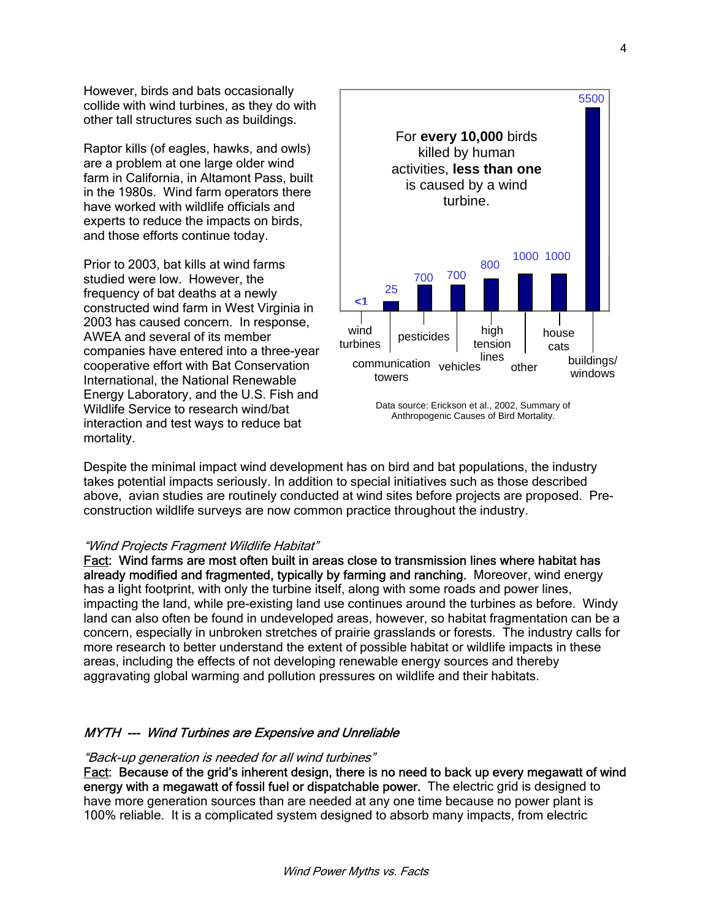However, birds and bats occasionally collide with wind turbines, as they do with other tall structures such as buildings.

Raptor kills (of eagles, hawks, and owls) are a problem at one large older wind farm in California, in Altamont Pass, built in the 1980s. Wind farm operators there have worked with wildlife officials and experts to reduce the impacts on birds, and those efforts continue today.

Prior to 2003, bat kills at wind farms studied were low. However, the frequency of bat deaths at a newly constructed wind farm in West Virginia in 2003 has caused concern. In response, AWEA and several of its member companies have entered into a three-year cooperative effort with Bat Conservation International, the National Renewable Energy Laboratory, and the U.S. Fish and Wildlife Service to research wind/bat interaction and test ways to reduce bat mortality.

For **every 10,000** birds killed by human activities, **less than one** is caused by a wind turbine.

| Cause | Birds killed (per 10,000) |
| --- | --- |
| wind turbines | <1 |
| communication towers | 25 |
| pesticides | 700 |
| vehicles | 700 |
| high tension lines | 800 |
| other | 1000 |
| house cats | 1000 |
| buildings/ windows | 5500 |

Data source: Erickson et al., 2002, Summary of Anthropogenic Causes of Bird Mortality.

Despite the minimal impact wind development has on bird and bat populations, the industry takes potential impacts seriously. In addition to special initiatives such as those described above, avian studies are routinely conducted at wind sites before projects are proposed. Pre-construction wildlife surveys are now common practice throughout the industry.

*"Wind Projects Fragment Wildlife Habitat"*

Fact: **Wind farms are most often built in areas close to transmission lines where habitat has already modified and fragmented, typically by farming and ranching.** Moreover, wind energy has a light footprint, with only the turbine itself, along with some roads and power lines, impacting the land, while pre-existing land use continues around the turbines as before. Windy land can also often be found in undeveloped areas, however, so habitat fragmentation can be a concern, especially in unbroken stretches of prairie grasslands or forests. The industry calls for more research to better understand the extent of possible habitat or wildlife impacts in these areas, including the effects of not developing renewable energy sources and thereby aggravating global warming and pollution pressures on wildlife and their habitats.

## *MYTH --- Wind Turbines are Expensive and Unreliable*

*"Back-up generation is needed for all wind turbines"*

Fact: **Because of the grid's inherent design, there is no need to back up every megawatt of wind energy with a megawatt of fossil fuel or dispatchable power.** The electric grid is designed to have more generation sources than are needed at any one time because no power plant is 100% reliable. It is a complicated system designed to absorb many impacts, from electric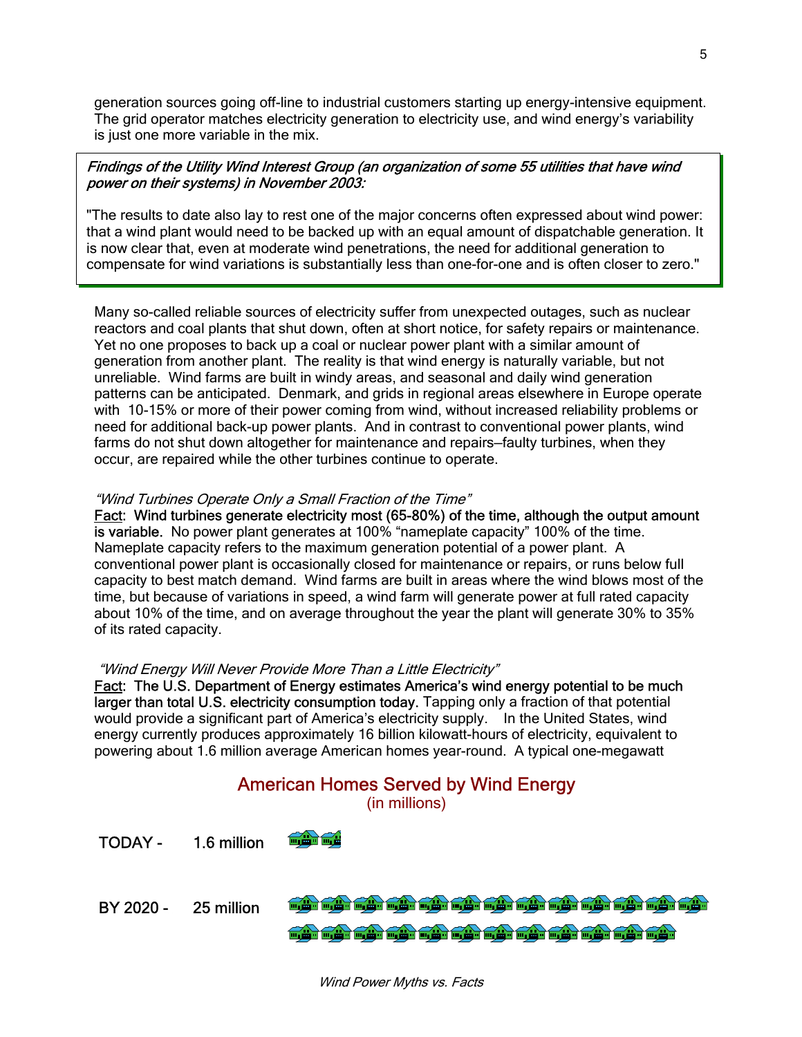generation sources going off-line to industrial customers starting up energy-intensive equipment. The grid operator matches electricity generation to electricity use, and wind energy's variability is just one more variable in the mix.

> *Findings of the Utility Wind Interest Group (an organization of some 55 utilities that have wind power on their systems) in November 2003:*
>
> "The results to date also lay to rest one of the major concerns often expressed about wind power: that a wind plant would need to be backed up with an equal amount of dispatchable generation. It is now clear that, even at moderate wind penetrations, the need for additional generation to compensate for wind variations is substantially less than one-for-one and is often closer to zero."

Many so-called reliable sources of electricity suffer from unexpected outages, such as nuclear reactors and coal plants that shut down, often at short notice, for safety repairs or maintenance. Yet no one proposes to back up a coal or nuclear power plant with a similar amount of generation from another plant. The reality is that wind energy is naturally variable, but not unreliable. Wind farms are built in windy areas, and seasonal and daily wind generation patterns can be anticipated. Denmark, and grids in regional areas elsewhere in Europe operate with 10-15% or more of their power coming from wind, without increased reliability problems or need for additional back-up power plants. And in contrast to conventional power plants, wind farms do not shut down altogether for maintenance and repairs—faulty turbines, when they occur, are repaired while the other turbines continue to operate.

*"Wind Turbines Operate Only a Small Fraction of the Time"*

Fact: **Wind turbines generate electricity most (65-80%) of the time, although the output amount is variable.** No power plant generates at 100% "nameplate capacity" 100% of the time. Nameplate capacity refers to the maximum generation potential of a power plant. A conventional power plant is occasionally closed for maintenance or repairs, or runs below full capacity to best match demand. Wind farms are built in areas where the wind blows most of the time, but because of variations in speed, a wind farm will generate power at full rated capacity about 10% of the time, and on average throughout the year the plant will generate 30% to 35% of its rated capacity.

*"Wind Energy Will Never Provide More Than a Little Electricity"*

Fact: **The U.S. Department of Energy estimates America's wind energy potential to be much larger than total U.S. electricity consumption today.** Tapping only a fraction of that potential would provide a significant part of America's electricity supply. In the United States, wind energy currently produces approximately 16 billion kilowatt-hours of electricity, equivalent to powering about 1.6 million average American homes year-round. A typical one-megawatt

## American Homes Served by Wind Energy
(in millions)

TODAY - 1.6 million

BY 2020 - 25 million

*Wind Power Myths vs. Facts*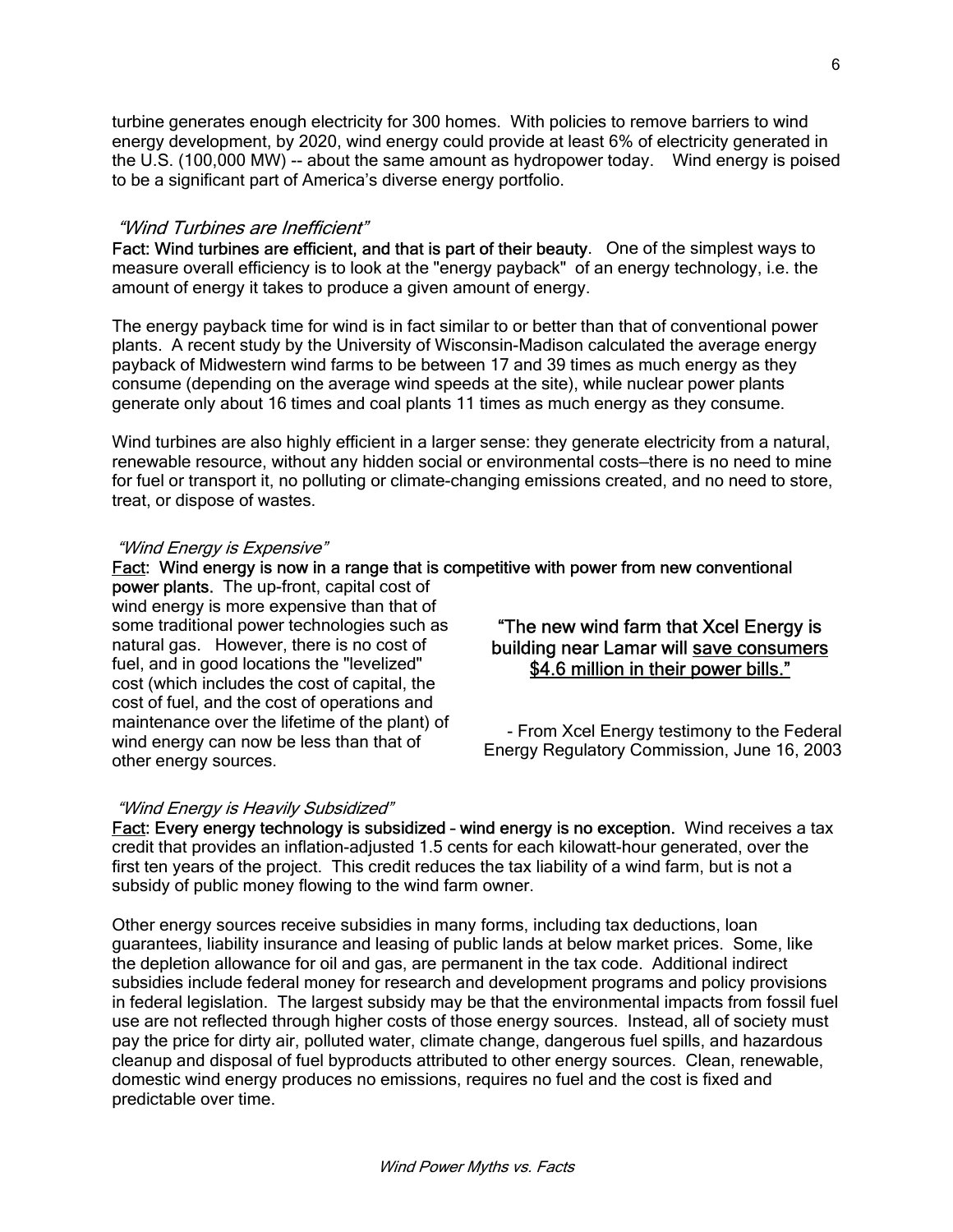turbine generates enough electricity for 300 homes. With policies to remove barriers to wind energy development, by 2020, wind energy could provide at least 6% of electricity generated in the U.S. (100,000 MW) -- about the same amount as hydropower today. Wind energy is poised to be a significant part of America's diverse energy portfolio.

### *"Wind Turbines are Inefficient"*

**Fact: Wind turbines are efficient, and that is part of their beauty**. One of the simplest ways to measure overall efficiency is to look at the "energy payback" of an energy technology, i.e. the amount of energy it takes to produce a given amount of energy.

The energy payback time for wind is in fact similar to or better than that of conventional power plants. A recent study by the University of Wisconsin-Madison calculated the average energy payback of Midwestern wind farms to be between 17 and 39 times as much energy as they consume (depending on the average wind speeds at the site), while nuclear power plants generate only about 16 times and coal plants 11 times as much energy as they consume.

Wind turbines are also highly efficient in a larger sense: they generate electricity from a natural, renewable resource, without any hidden social or environmental costs–there is no need to mine for fuel or transport it, no polluting or climate-changing emissions created, and no need to store, treat, or dispose of wastes.

### *"Wind Energy is Expensive"*

**Fact: Wind energy is now in a range that is competitive with power from new conventional power plants.** The up-front, capital cost of wind energy is more expensive than that of some traditional power technologies such as natural gas. However, there is no cost of fuel, and in good locations the "levelized" cost (which includes the cost of capital, the cost of fuel, and the cost of operations and maintenance over the lifetime of the plant) of wind energy can now be less than that of other energy sources.

> **"The new wind farm that Xcel Energy is building near Lamar will save consumers $4.6 million in their power bills."**
>
> - From Xcel Energy testimony to the Federal Energy Regulatory Commission, June 16, 2003

### *"Wind Energy is Heavily Subsidized"*

**Fact: Every energy technology is subsidized – wind energy is no exception.** Wind receives a tax credit that provides an inflation-adjusted 1.5 cents for each kilowatt-hour generated, over the first ten years of the project. This credit reduces the tax liability of a wind farm, but is not a subsidy of public money flowing to the wind farm owner.

Other energy sources receive subsidies in many forms, including tax deductions, loan guarantees, liability insurance and leasing of public lands at below market prices. Some, like the depletion allowance for oil and gas, are permanent in the tax code. Additional indirect subsidies include federal money for research and development programs and policy provisions in federal legislation. The largest subsidy may be that the environmental impacts from fossil fuel use are not reflected through higher costs of those energy sources. Instead, all of society must pay the price for dirty air, polluted water, climate change, dangerous fuel spills, and hazardous cleanup and disposal of fuel byproducts attributed to other energy sources. Clean, renewable, domestic wind energy produces no emissions, requires no fuel and the cost is fixed and predictable over time.